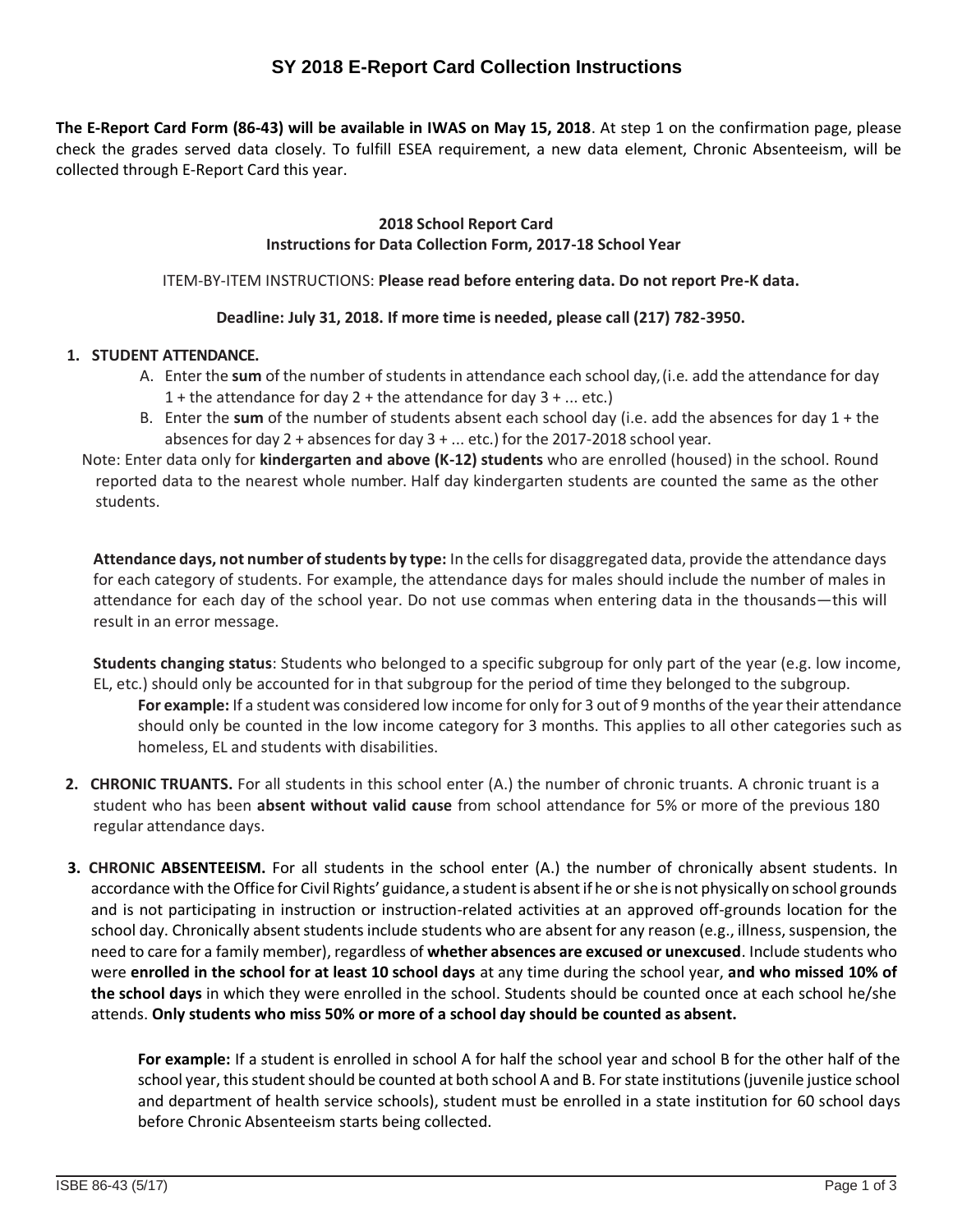# SY 2018 E-Report Card Collection Instructions

**The E-Report Card Form (86-43) will be available in IWAS on May 15, 2018**. At step 1 on the confirmation page, please check the grades served data closely. To fulfill ESEA requirement, a new data element, Chronic Absenteeism, will be collected through E-Report Card this year.

**2018 School Report Card**
**Instructions for Data Collection Form, 2017-18 School Year**

ITEM-BY-ITEM INSTRUCTIONS: **Please read before entering data. Do not report Pre-K data.**

**Deadline: July 31, 2018. If more time is needed, please call (217) 782-3950.**

1. **STUDENT ATTENDANCE.**
   A. Enter the **sum** of the number of students in attendance each school day,(i.e. add the attendance for day 1 + the attendance for day 2 + the attendance for day 3 + ... etc.)
   B. Enter the **sum** of the number of students absent each school day (i.e. add the absences for day 1 + the absences for day 2 + absences for day 3 + ... etc.) for the 2017-2018 school year.

   Note: Enter data only for **kindergarten and above (K-12) students** who are enrolled (housed) in the school. Round reported data to the nearest whole number. Half day kindergarten students are counted the same as the other students.

   **Attendance days, not number of students by type:** In the cells for disaggregated data, provide the attendance days for each category of students. For example, the attendance days for males should include the number of males in attendance for each day of the school year. Do not use commas when entering data in the thousands—this will result in an error message.

   **Students changing status**: Students who belonged to a specific subgroup for only part of the year (e.g. low income, EL, etc.) should only be accounted for in that subgroup for the period of time they belonged to the subgroup.
   **For example:** If a student was considered low income for only for 3 out of 9 months of the year their attendance should only be counted in the low income category for 3 months. This applies to all other categories such as homeless, EL and students with disabilities.

2. **CHRONIC TRUANTS.** For all students in this school enter (A.) the number of chronic truants. A chronic truant is a student who has been **absent without valid cause** from school attendance for 5% or more of the previous 180 regular attendance days.

3. **CHRONIC ABSENTEEISM.** For all students in the school enter (A.) the number of chronically absent students. In accordance with the Office for Civil Rights' guidance, a student is absent if he or she is not physically on school grounds and is not participating in instruction or instruction-related activities at an approved off-grounds location for the school day. Chronically absent students include students who are absent for any reason (e.g., illness, suspension, the need to care for a family member), regardless of **whether absences are excused or unexcused**. Include students who were **enrolled in the school for at least 10 school days** at any time during the school year, **and who missed 10% of the school days** in which they were enrolled in the school. Students should be counted once at each school he/she attends. **Only students who miss 50% or more of a school day should be counted as absent.**

   **For example:** If a student is enrolled in school A for half the school year and school B for the other half of the school year, this student should be counted at both school A and B. For state institutions (juvenile justice school and department of health service schools), student must be enrolled in a state institution for 60 school days before Chronic Absenteeism starts being collected.

ISBE 86-43 (5/17)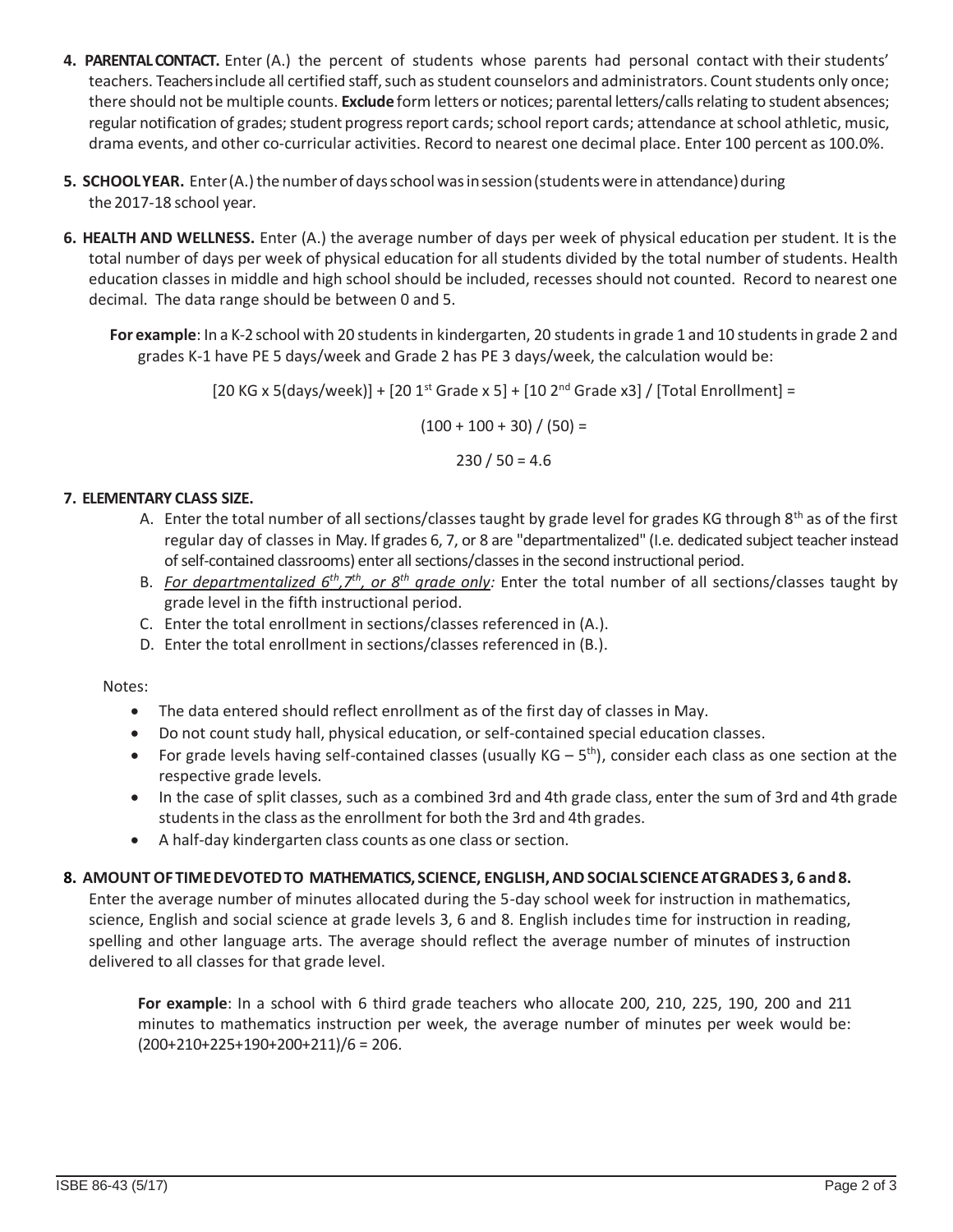4. **PARENTAL CONTACT.** Enter (A.) the percent of students whose parents had personal contact with their students' teachers. Teachers include all certified staff, such as student counselors and administrators. Count students only once; there should not be multiple counts. **Exclude** form letters or notices; parental letters/calls relating to student absences; regular notification of grades; student progress report cards; school report cards; attendance at school athletic, music, drama events, and other co-curricular activities. Record to nearest one decimal place. Enter 100 percent as 100.0%.

5. **SCHOOL YEAR.** Enter (A.) the number of days school was in session (students were in attendance) during the 2017-18 school year.

6. **HEALTH AND WELLNESS.** Enter (A.) the average number of days per week of physical education per student. It is the total number of days per week of physical education for all students divided by the total number of students. Health education classes in middle and high school should be included, recesses should not counted. Record to nearest one decimal. The data range should be between 0 and 5.

   **For example**: In a K-2 school with 20 students in kindergarten, 20 students in grade 1 and 10 students in grade 2 and grades K-1 have PE 5 days/week and Grade 2 has PE 3 days/week, the calculation would be:

   [20 KG x 5(days/week)] + [20 1st Grade x 5] + [10 2nd Grade x3] / [Total Enrollment] =

   (100 + 100 + 30) / (50) =

   230 / 50 = 4.6

7. **ELEMENTARY CLASS SIZE.**
   - A. Enter the total number of all sections/classes taught by grade level for grades KG through 8th as of the first regular day of classes in May. If grades 6, 7, or 8 are "departmentalized" (I.e. dedicated subject teacher instead of self-contained classrooms) enter all sections/classes in the second instructional period.
   - B. *For departmentalized 6th, 7th, or 8th grade only:* Enter the total number of all sections/classes taught by grade level in the fifth instructional period.
   - C. Enter the total enrollment in sections/classes referenced in (A.).
   - D. Enter the total enrollment in sections/classes referenced in (B.).

   Notes:

   - The data entered should reflect enrollment as of the first day of classes in May.
   - Do not count study hall, physical education, or self-contained special education classes.
   - For grade levels having self-contained classes (usually KG – 5th), consider each class as one section at the respective grade levels.
   - In the case of split classes, such as a combined 3rd and 4th grade class, enter the sum of 3rd and 4th grade students in the class as the enrollment for both the 3rd and 4th grades.
   - A half-day kindergarten class counts as one class or section.

8. **AMOUNT OF TIME DEVOTED TO MATHEMATICS, SCIENCE, ENGLISH, AND SOCIAL SCIENCE AT GRADES 3, 6 and 8.** Enter the average number of minutes allocated during the 5-day school week for instruction in mathematics, science, English and social science at grade levels 3, 6 and 8. English includes time for instruction in reading, spelling and other language arts. The average should reflect the average number of minutes of instruction delivered to all classes for that grade level.

   **For example**: In a school with 6 third grade teachers who allocate 200, 210, 225, 190, 200 and 211 minutes to mathematics instruction per week, the average number of minutes per week would be: (200+210+225+190+200+211)/6 = 206.

ISBE 86-43 (5/17)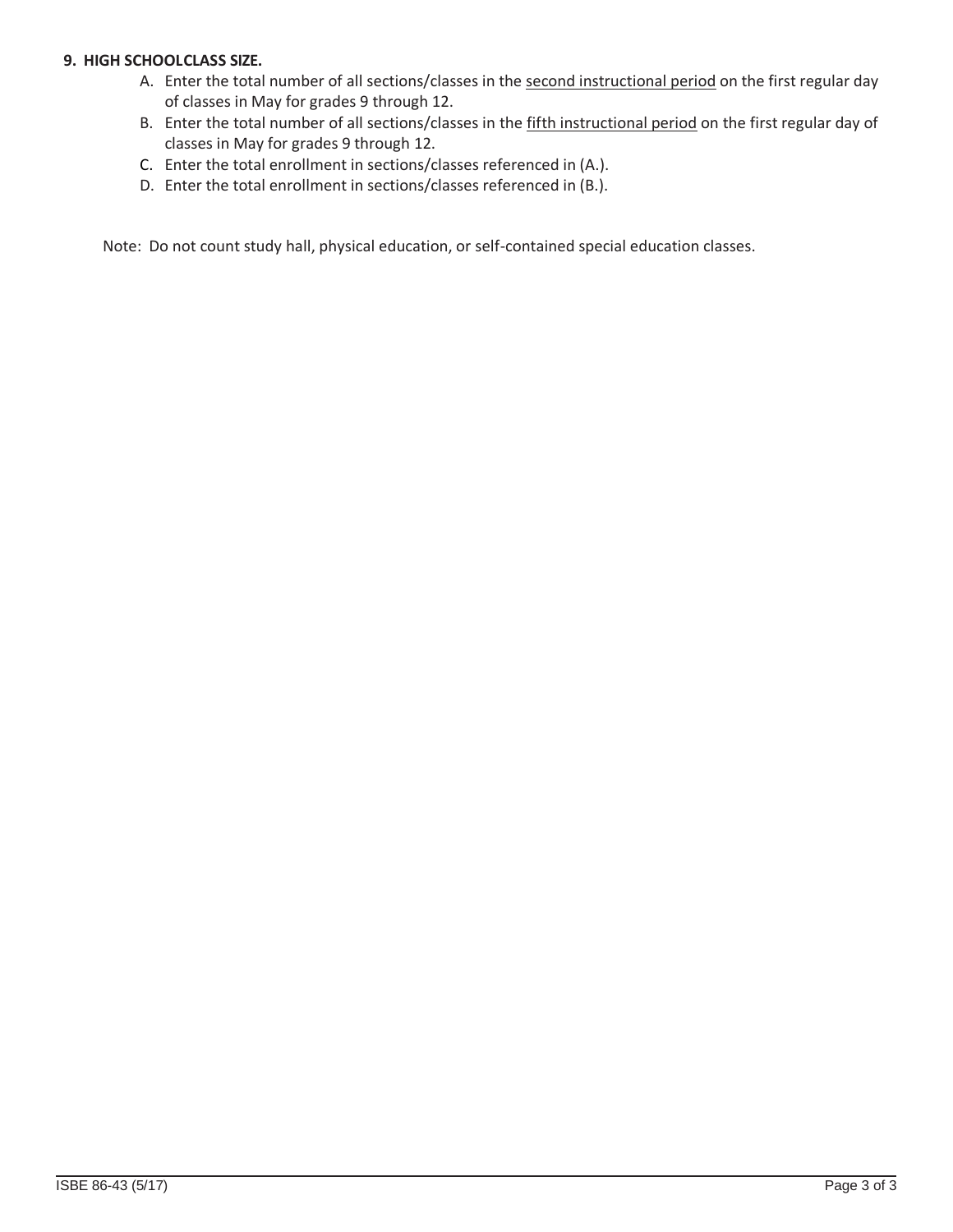**9. HIGH SCHOOLCLASS SIZE.**

A. Enter the total number of all sections/classes in the <u>second instructional period</u> on the first regular day of classes in May for grades 9 through 12.

B. Enter the total number of all sections/classes in the <u>fifth instructional period</u> on the first regular day of classes in May for grades 9 through 12.

C. Enter the total enrollment in sections/classes referenced in (A.).

D. Enter the total enrollment in sections/classes referenced in (B.).

Note: Do not count study hall, physical education, or self-contained special education classes.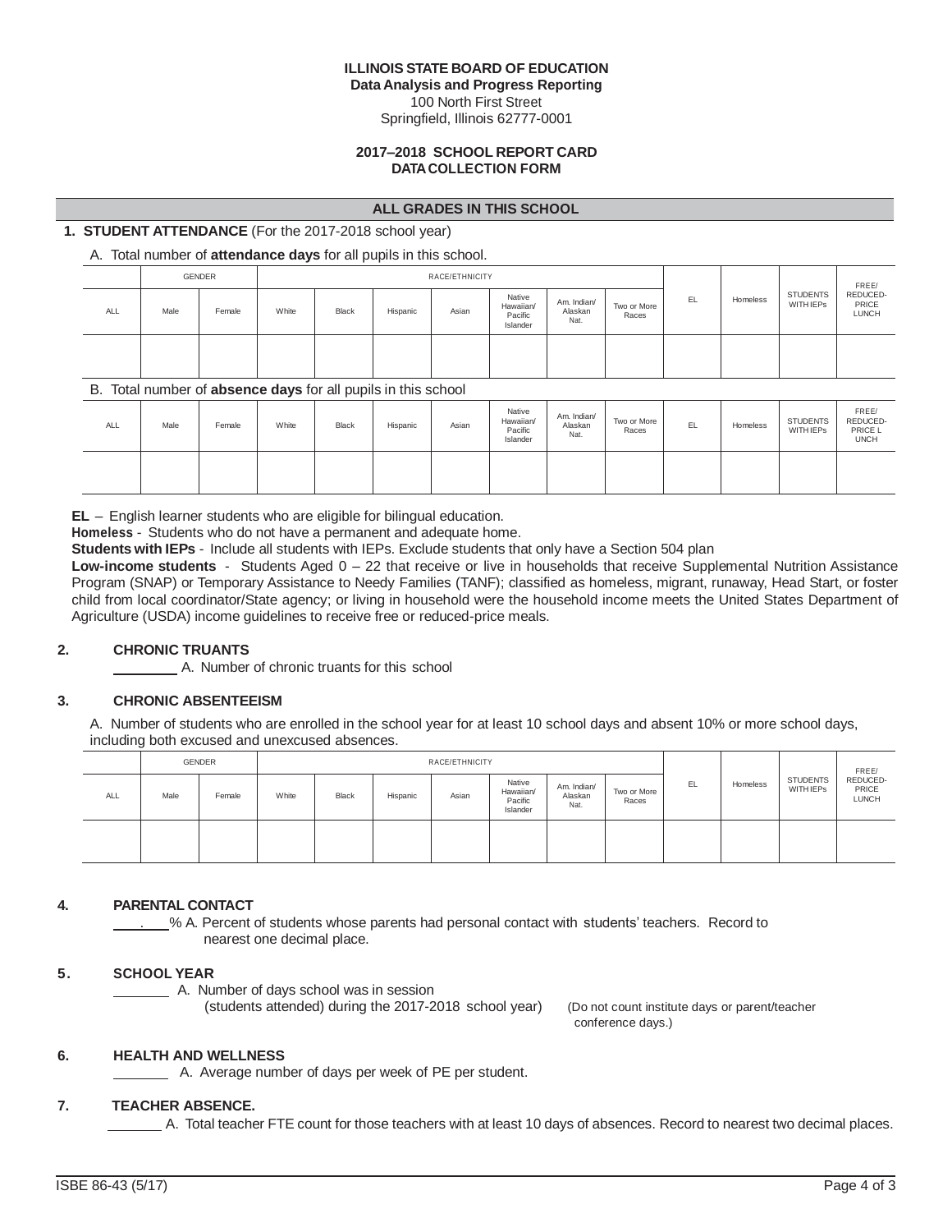**ILLINOIS STATE BOARD OF EDUCATION**
**Data Analysis and Progress Reporting**
100 North First Street
Springfield, Illinois 62777-0001

**2017–2018 SCHOOL REPORT CARD**
**DATA COLLECTION FORM**

## ALL GRADES IN THIS SCHOOL

**1. STUDENT ATTENDANCE** (For the 2017-2018 school year)

A. Total number of **attendance days** for all pupils in this school.

| | GENDER | | RACE/ETHNICITY | | | | | | | EL | Homeless | STUDENTS WITH IEPs | FREE/ REDUCED-PRICE LUNCH |
|---|---|---|---|---|---|---|---|---|---|---|---|---|---|
| ALL | Male | Female | White | Black | Hispanic | Asian | Native Hawaiian/ Pacific Islander | Am. Indian/ Alaskan Nat. | Two or More Races | | | | |
| | | | | | | | | | | | | | |

B. Total number of **absence days** for all pupils in this school

| ALL | Male | Female | White | Black | Hispanic | Asian | Native Hawaiian/ Pacific Islander | Am. Indian/ Alaskan Nat. | Two or More Races | EL | Homeless | STUDENTS WITH IEPs | FREE/ REDUCED-PRICE LUNCH |
|---|---|---|---|---|---|---|---|---|---|---|---|---|---|
| | | | | | | | | | | | | | |

**EL** – English learner students who are eligible for bilingual education.
**Homeless** - Students who do not have a permanent and adequate home.
**Students with IEPs** - Include all students with IEPs. Exclude students that only have a Section 504 plan
**Low-income students** - Students Aged 0 – 22 that receive or live in households that receive Supplemental Nutrition Assistance Program (SNAP) or Temporary Assistance to Needy Families (TANF); classified as homeless, migrant, runaway, Head Start, or foster child from local coordinator/State agency; or living in household were the household income meets the United States Department of Agriculture (USDA) income guidelines to receive free or reduced-price meals.

**2. CHRONIC TRUANTS**

\_\_\_\_\_\_\_\_ A. Number of chronic truants for this school

**3. CHRONIC ABSENTEEISM**

A. Number of students who are enrolled in the school year for at least 10 school days and absent 10% or more school days, including both excused and unexcused absences.

| | GENDER | | RACE/ETHNICITY | | | | | | | EL | Homeless | STUDENTS WITH IEPs | FREE/ REDUCED-PRICE LUNCH |
|---|---|---|---|---|---|---|---|---|---|---|---|---|---|
| ALL | Male | Female | White | Black | Hispanic | Asian | Native Hawaiian/ Pacific Islander | Am. Indian/ Alaskan Nat. | Two or More Races | | | | |
| | | | | | | | | | | | | | |

**4. PARENTAL CONTACT**

\_\_\_.\_\_\_% A. Percent of students whose parents had personal contact with students' teachers. Record to nearest one decimal place.

**5. SCHOOL YEAR**

\_\_\_\_\_\_\_\_ A. Number of days school was in session (students attended) during the 2017-2018 school year) (Do not count institute days or parent/teacher conference days.)

**6. HEALTH AND WELLNESS**

\_\_\_\_\_\_\_\_ A. Average number of days per week of PE per student.

**7. TEACHER ABSENCE.**

\_\_\_\_\_\_\_\_ A. Total teacher FTE count for those teachers with at least 10 days of absences. Record to nearest two decimal places.

ISBE 86-43 (5/17)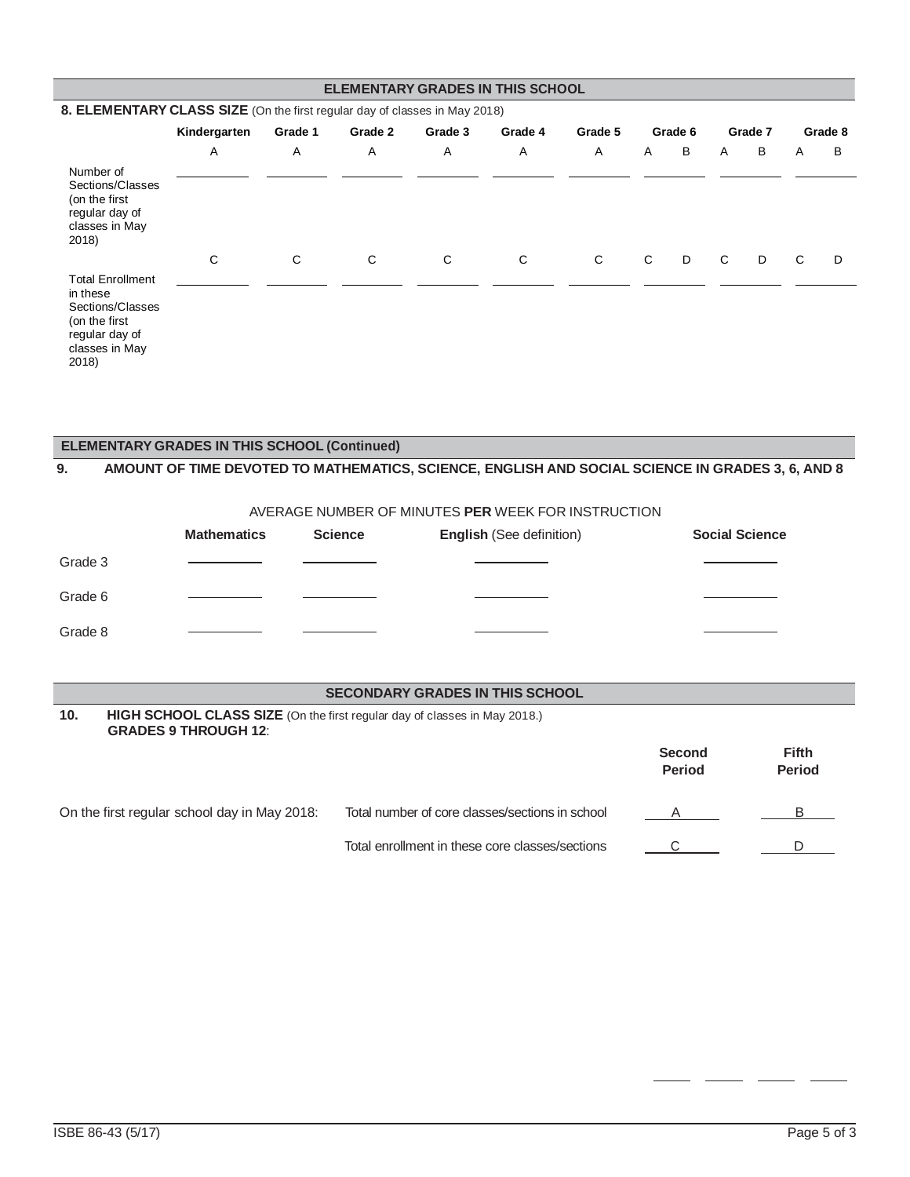## ELEMENTARY GRADES IN THIS SCHOOL

**8. ELEMENTARY CLASS SIZE** (On the first regular day of classes in May 2018)

| | Kindergarten | Grade 1 | Grade 2 | Grade 3 | Grade 4 | Grade 5 | Grade 6 | | Grade 7 | | Grade 8 | |
|---|---|---|---|---|---|---|---|---|---|---|---|---|
| | A | A | A | A | A | A | A | B | A | B | A | B |
| Number of Sections/Classes (on the first regular day of classes in May 2018) | | | | | | | | | | | | |
| | C | C | C | C | C | C | C | D | C | D | C | D |
| Total Enrollment in these Sections/Classes (on the first regular day of classes in May 2018) | | | | | | | | | | | | |

## ELEMENTARY GRADES IN THIS SCHOOL (Continued)

**9. AMOUNT OF TIME DEVOTED TO MATHEMATICS, SCIENCE, ENGLISH AND SOCIAL SCIENCE IN GRADES 3, 6, AND 8**

AVERAGE NUMBER OF MINUTES **PER** WEEK FOR INSTRUCTION

| | Mathematics | Science | English (See definition) | Social Science |
|---|---|---|---|---|
| Grade 3 | | | | |
| Grade 6 | | | | |
| Grade 8 | | | | |

## SECONDARY GRADES IN THIS SCHOOL

**10. HIGH SCHOOL CLASS SIZE** (On the first regular day of classes in May 2018.) **GRADES 9 THROUGH 12**:

| | | Second Period | Fifth Period |
|---|---|---|---|
| On the first regular school day in May 2018: | Total number of core classes/sections in school | A | B |
| | Total enrollment in these core classes/sections | C | D |